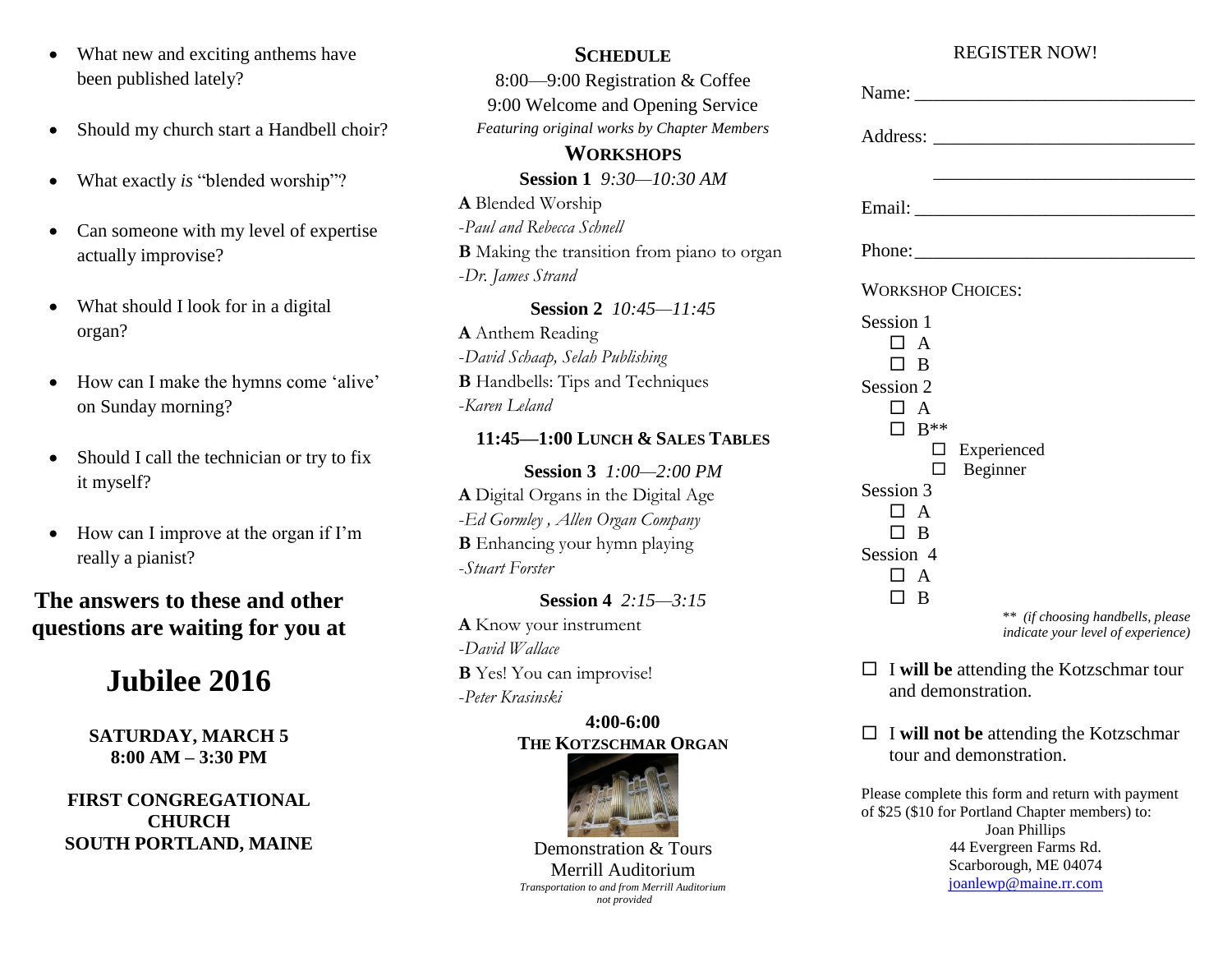- What new and exciting anthems have been published lately?
- Should my church start a Handbell choir?
- What exactly *is* "blended worship"?
- Can someone with my level of expertise actually improvise?
- What should I look for in a digital organ?
- How can I make the hymns come 'alive' on Sunday morning?
- Should I call the technician or try to fix it myself?
- How can I improve at the organ if I'm really a pianist?

**The answers to these and other questions are waiting for you at**

# Jubilee 2016

**SATURDAY, MARCH 5**
**8:00 AM – 3:30 PM**

**FIRST CONGREGATIONAL CHURCH**
**SOUTH PORTLAND, MAINE**

## Schedule

8:00—9:00 Registration & Coffee

9:00 Welcome and Opening Service

*Featuring original works by Chapter Members*

## Workshops

**Session 1** *9:30—10:30 AM*

**A** Blended Worship
*-Paul and Rebecca Schnell*

**B** Making the transition from piano to organ
*-Dr. James Strand*

**Session 2** *10:45—11:45*

**A** Anthem Reading
*-David Schaap, Selah Publishing*

**B** Handbells: Tips and Techniques
*-Karen Leland*

**11:45—1:00 Lunch & Sales Tables**

**Session 3** *1:00—2:00 PM*

**A** Digital Organs in the Digital Age
*-Ed Gormley , Allen Organ Company*

**B** Enhancing your hymn playing
*-Stuart Forster*

**Session 4** *2:15—3:15*

**A** Know your instrument
*-David Wallace*

**B** Yes! You can improvise!
*-Peter Krasinski*

**4:00-6:00**
**The Kotzschmar Organ**

Demonstration & Tours
Merrill Auditorium
*Transportation to and from Merrill Auditorium not provided*

## REGISTER NOW!

Name: ______________________________

Address: ____________________________

______________________________

Email: ______________________________

Phone: ______________________________

Workshop Choices:

Session 1
- ☐ A
- ☐ B

Session 2
- ☐ A
- ☐ B**
  - ☐ Experienced
  - ☐ Beginner

Session 3
- ☐ A
- ☐ B

Session 4
- ☐ A
- ☐ B

** *(if choosing handbells, please indicate your level of experience)*

☐ I **will be** attending the Kotzschmar tour and demonstration.

☐ I **will not be** attending the Kotzschmar tour and demonstration.

Please complete this form and return with payment of $25 ($10 for Portland Chapter members) to:

Joan Phillips
44 Evergreen Farms Rd.
Scarborough, ME 04074
joanlewp@maine.rr.com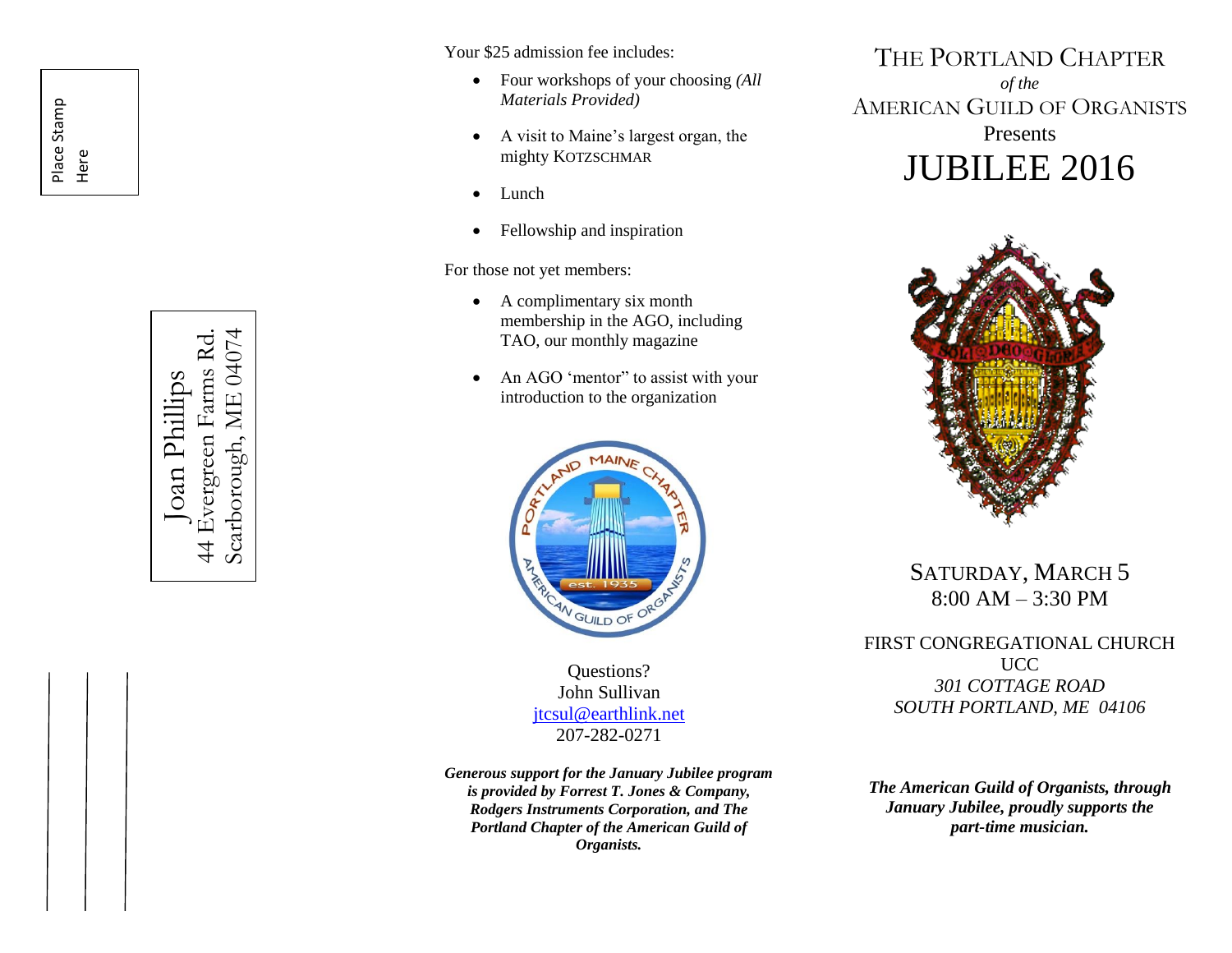Place Stamp Here

Joan Phillips
44 Evergreen Farms Rd.
Scarborough, ME 04074

Your $25 admission fee includes:

- Four workshops of your choosing *(All Materials Provided)*
- A visit to Maine's largest organ, the mighty KOTZSCHMAR
- Lunch
- Fellowship and inspiration

For those not yet members:

- A complimentary six month membership in the AGO, including TAO, our monthly magazine
- An AGO 'mentor" to assist with your introduction to the organization

Questions?
John Sullivan
jtcsul@earthlink.net
207-282-0271

***Generous support for the January Jubilee program is provided by Forrest T. Jones & Company, Rodgers Instruments Corporation, and The Portland Chapter of the American Guild of Organists.***

THE PORTLAND CHAPTER
*of the*
AMERICAN GUILD OF ORGANISTS
Presents

# JUBILEE 2016

SATURDAY, MARCH 5
8:00 AM – 3:30 PM

FIRST CONGREGATIONAL CHURCH
UCC
*301 COTTAGE ROAD*
*SOUTH PORTLAND, ME 04106*

***The American Guild of Organists, through January Jubilee, proudly supports the part-time musician.***